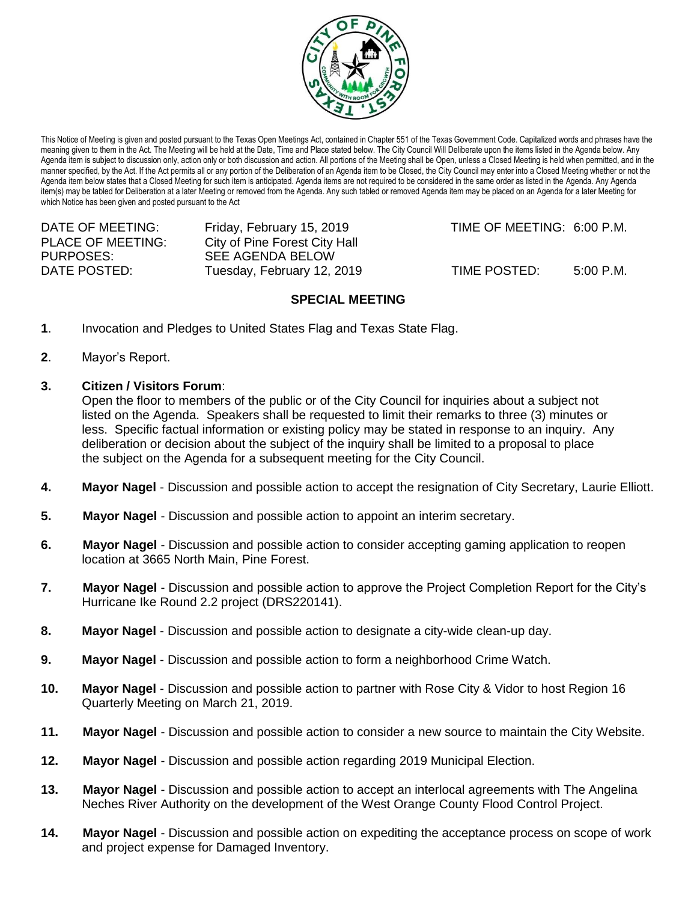This Notice of Meeting is given and posted pursuant to the Texas Open Meetings Act, contained in Chapter 551 of the Texas Government Code. Capitalized words and phrases have the meaning given to them in the Act. The Meeting will be held at the Date, Time and Place stated below. The City Council Will Deliberate upon the items listed in the Agenda below. Any Agenda item is subject to discussion only, action only or both discussion and action. All portions of the Meeting shall be Open, unless a Closed Meeting is held when permitted, and in the manner specified, by the Act. If the Act permits all or any portion of the Deliberation of an Agenda item to be Closed, the City Council may enter into a Closed Meeting whether or not the Agenda item below states that a Closed Meeting for such item is anticipated. Agenda items are not required to be considered in the same order as listed in the Agenda. Any Agenda item(s) may be tabled for Deliberation at a later Meeting or removed from the Agenda. Any such tabled or removed Agenda item may be placed on an Agenda for a later Meeting for which Notice has been given and posted pursuant to the Act

| | | | |
|---|---|---|---|
| DATE OF MEETING: | Friday, February 15, 2019 | TIME OF MEETING: | 6:00 P.M. |
| PLACE OF MEETING: | City of Pine Forest City Hall | | |
| PURPOSES: | SEE AGENDA BELOW | | |
| DATE POSTED: | Tuesday, February 12, 2019 | TIME POSTED: | 5:00 P.M. |

## SPECIAL MEETING

**1**. Invocation and Pledges to United States Flag and Texas State Flag.

**2**. Mayor's Report.

**3. Citizen / Visitors Forum**:
Open the floor to members of the public or of the City Council for inquiries about a subject not listed on the Agenda. Speakers shall be requested to limit their remarks to three (3) minutes or less. Specific factual information or existing policy may be stated in response to an inquiry. Any deliberation or decision about the subject of the inquiry shall be limited to a proposal to place the subject on the Agenda for a subsequent meeting for the City Council.

**4. Mayor Nagel** - Discussion and possible action to accept the resignation of City Secretary, Laurie Elliott.

**5. Mayor Nagel** - Discussion and possible action to appoint an interim secretary.

**6. Mayor Nagel** - Discussion and possible action to consider accepting gaming application to reopen location at 3665 North Main, Pine Forest.

**7. Mayor Nagel** - Discussion and possible action to approve the Project Completion Report for the City's Hurricane Ike Round 2.2 project (DRS220141).

**8. Mayor Nagel** - Discussion and possible action to designate a city-wide clean-up day.

**9. Mayor Nagel** - Discussion and possible action to form a neighborhood Crime Watch.

**10. Mayor Nagel** - Discussion and possible action to partner with Rose City & Vidor to host Region 16 Quarterly Meeting on March 21, 2019.

**11. Mayor Nagel** - Discussion and possible action to consider a new source to maintain the City Website.

**12. Mayor Nagel** - Discussion and possible action regarding 2019 Municipal Election.

**13. Mayor Nagel** - Discussion and possible action to accept an interlocal agreements with The Angelina Neches River Authority on the development of the West Orange County Flood Control Project.

**14. Mayor Nagel** - Discussion and possible action on expediting the acceptance process on scope of work and project expense for Damaged Inventory.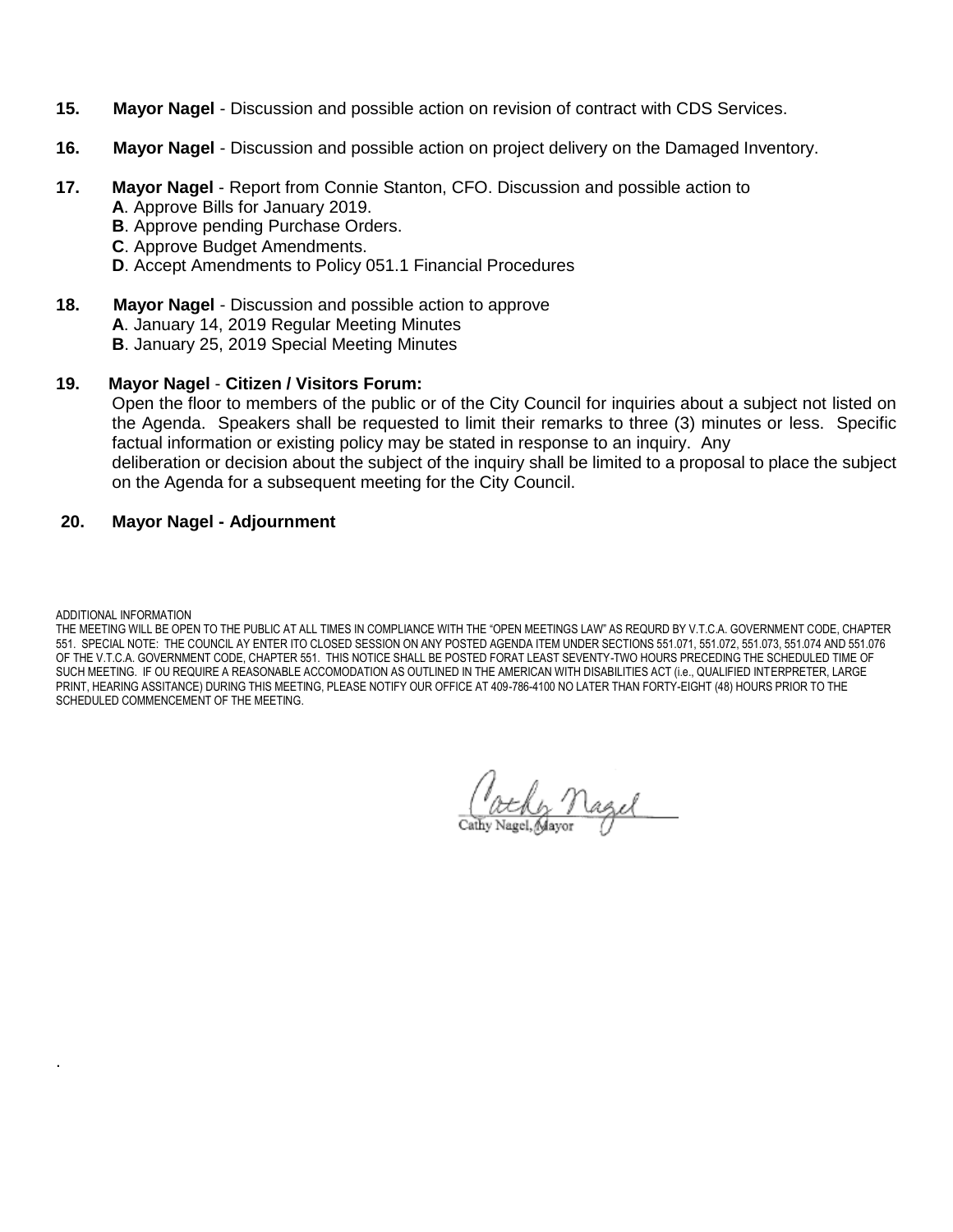15. **Mayor Nagel** - Discussion and possible action on revision of contract with CDS Services.

16. **Mayor Nagel** - Discussion and possible action on project delivery on the Damaged Inventory.

17. **Mayor Nagel** - Report from Connie Stanton, CFO. Discussion and possible action to
    **A**. Approve Bills for January 2019.
    **B**. Approve pending Purchase Orders.
    **C**. Approve Budget Amendments.
    **D**. Accept Amendments to Policy 051.1 Financial Procedures

18. **Mayor Nagel** - Discussion and possible action to approve
    **A**. January 14, 2019 Regular Meeting Minutes
    **B**. January 25, 2019 Special Meeting Minutes

19. **Mayor Nagel** - **Citizen / Visitors Forum:**
    Open the floor to members of the public or of the City Council for inquiries about a subject not listed on the Agenda. Speakers shall be requested to limit their remarks to three (3) minutes or less. Specific factual information or existing policy may be stated in response to an inquiry. Any deliberation or decision about the subject of the inquiry shall be limited to a proposal to place the subject on the Agenda for a subsequent meeting for the City Council.

20. **Mayor Nagel - Adjournment**

ADDITIONAL INFORMATION
THE MEETING WILL BE OPEN TO THE PUBLIC AT ALL TIMES IN COMPLIANCE WITH THE "OPEN MEETINGS LAW" AS REQURD BY V.T.C.A. GOVERNMENT CODE, CHAPTER 551. SPECIAL NOTE: THE COUNCIL AY ENTER ITO CLOSED SESSION ON ANY POSTED AGENDA ITEM UNDER SECTIONS 551.071, 551.072, 551.073, 551.074 AND 551.076 OF THE V.T.C.A. GOVERNMENT CODE, CHAPTER 551. THIS NOTICE SHALL BE POSTED FORAT LEAST SEVENTY-TWO HOURS PRECEDING THE SCHEDULED TIME OF SUCH MEETING. IF OU REQUIRE A REASONABLE ACCOMODATION AS OUTLINED IN THE AMERICAN WITH DISABILITIES ACT (i.e., QUALIFIED INTERPRETER, LARGE PRINT, HEARING ASSITANCE) DURING THIS MEETING, PLEASE NOTIFY OUR OFFICE AT 409-786-4100 NO LATER THAN FORTY-EIGHT (48) HOURS PRIOR TO THE SCHEDULED COMMENCEMENT OF THE MEETING.

Cathy Nagel
Cathy Nagel, Mayor